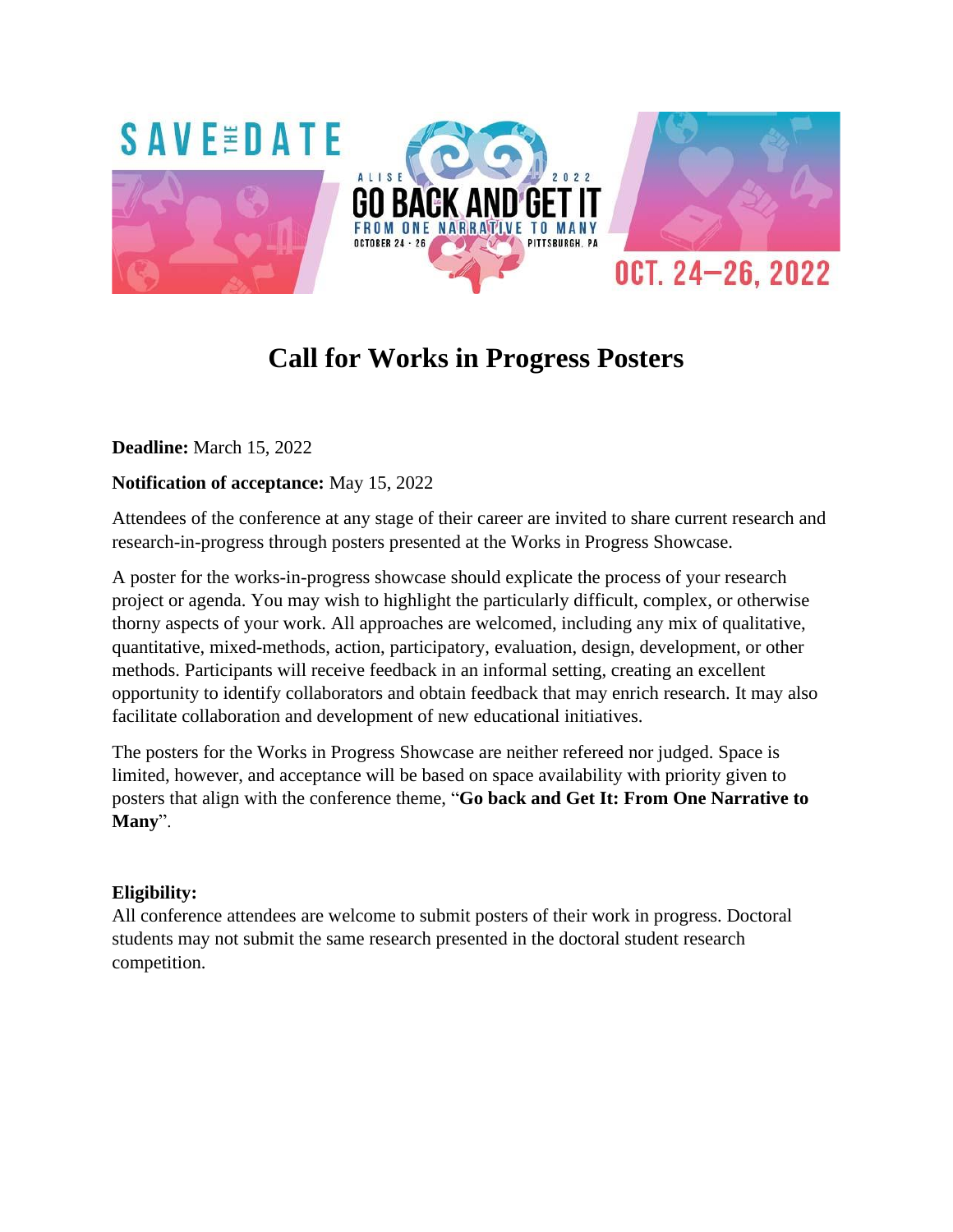# Call for Works in Progress Posters

**Deadline:** March 15, 2022

**Notification of acceptance:** May 15, 2022

Attendees of the conference at any stage of their career are invited to share current research and research-in-progress through posters presented at the Works in Progress Showcase.

A poster for the works-in-progress showcase should explicate the process of your research project or agenda. You may wish to highlight the particularly difficult, complex, or otherwise thorny aspects of your work. All approaches are welcomed, including any mix of qualitative, quantitative, mixed-methods, action, participatory, evaluation, design, development, or other methods. Participants will receive feedback in an informal setting, creating an excellent opportunity to identify collaborators and obtain feedback that may enrich research. It may also facilitate collaboration and development of new educational initiatives.

The posters for the Works in Progress Showcase are neither refereed nor judged. Space is limited, however, and acceptance will be based on space availability with priority given to posters that align with the conference theme, "**Go back and Get It: From One Narrative to Many**".

**Eligibility:**
All conference attendees are welcome to submit posters of their work in progress. Doctoral students may not submit the same research presented in the doctoral student research competition.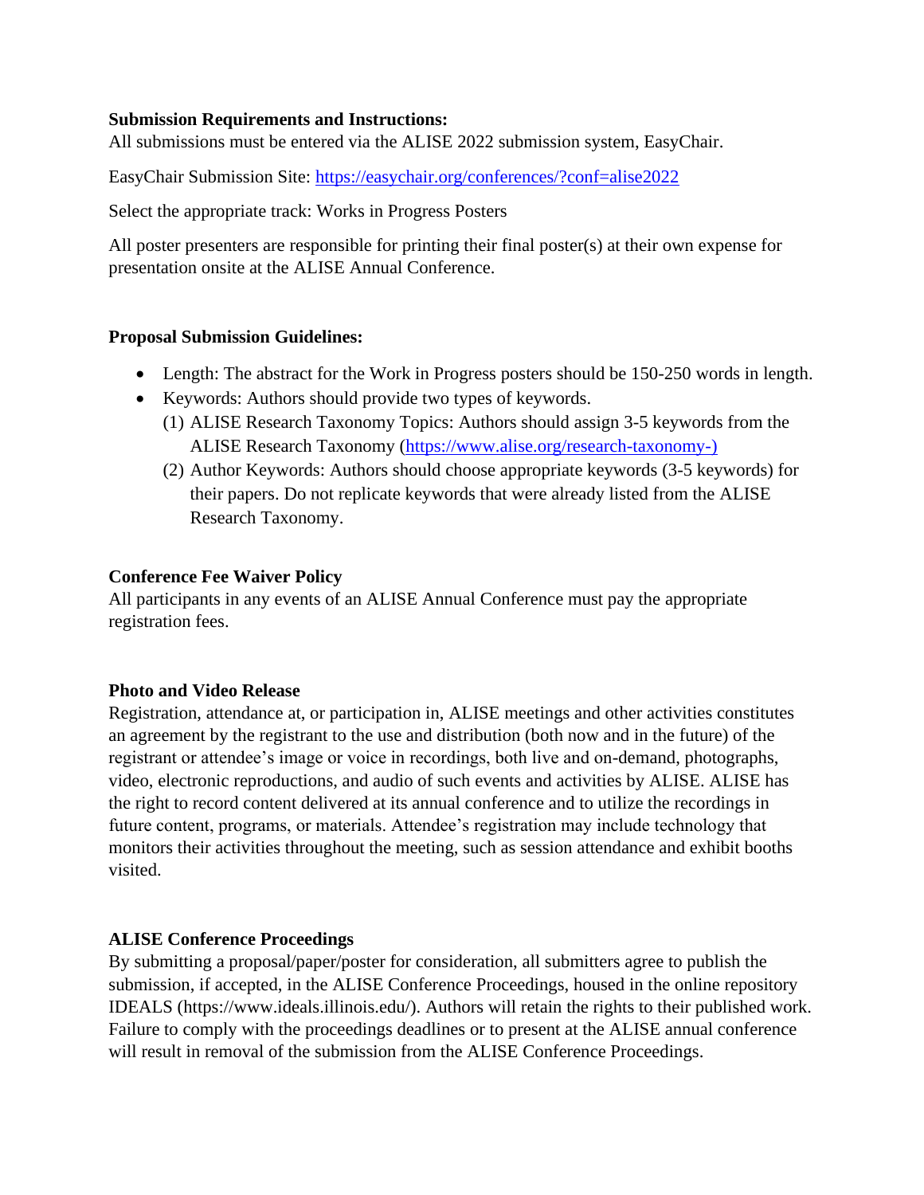**Submission Requirements and Instructions:**
All submissions must be entered via the ALISE 2022 submission system, EasyChair.

EasyChair Submission Site: https://easychair.org/conferences/?conf=alise2022

Select the appropriate track: Works in Progress Posters

All poster presenters are responsible for printing their final poster(s) at their own expense for presentation onsite at the ALISE Annual Conference.

**Proposal Submission Guidelines:**

- Length: The abstract for the Work in Progress posters should be 150-250 words in length.
- Keywords: Authors should provide two types of keywords.
  (1) ALISE Research Taxonomy Topics: Authors should assign 3-5 keywords from the ALISE Research Taxonomy (https://www.alise.org/research-taxonomy-)
  (2) Author Keywords: Authors should choose appropriate keywords (3-5 keywords) for their papers. Do not replicate keywords that were already listed from the ALISE Research Taxonomy.

**Conference Fee Waiver Policy**
All participants in any events of an ALISE Annual Conference must pay the appropriate registration fees.

**Photo and Video Release**
Registration, attendance at, or participation in, ALISE meetings and other activities constitutes an agreement by the registrant to the use and distribution (both now and in the future) of the registrant or attendee's image or voice in recordings, both live and on-demand, photographs, video, electronic reproductions, and audio of such events and activities by ALISE. ALISE has the right to record content delivered at its annual conference and to utilize the recordings in future content, programs, or materials. Attendee's registration may include technology that monitors their activities throughout the meeting, such as session attendance and exhibit booths visited.

**ALISE Conference Proceedings**
By submitting a proposal/paper/poster for consideration, all submitters agree to publish the submission, if accepted, in the ALISE Conference Proceedings, housed in the online repository IDEALS (https://www.ideals.illinois.edu/). Authors will retain the rights to their published work. Failure to comply with the proceedings deadlines or to present at the ALISE annual conference will result in removal of the submission from the ALISE Conference Proceedings.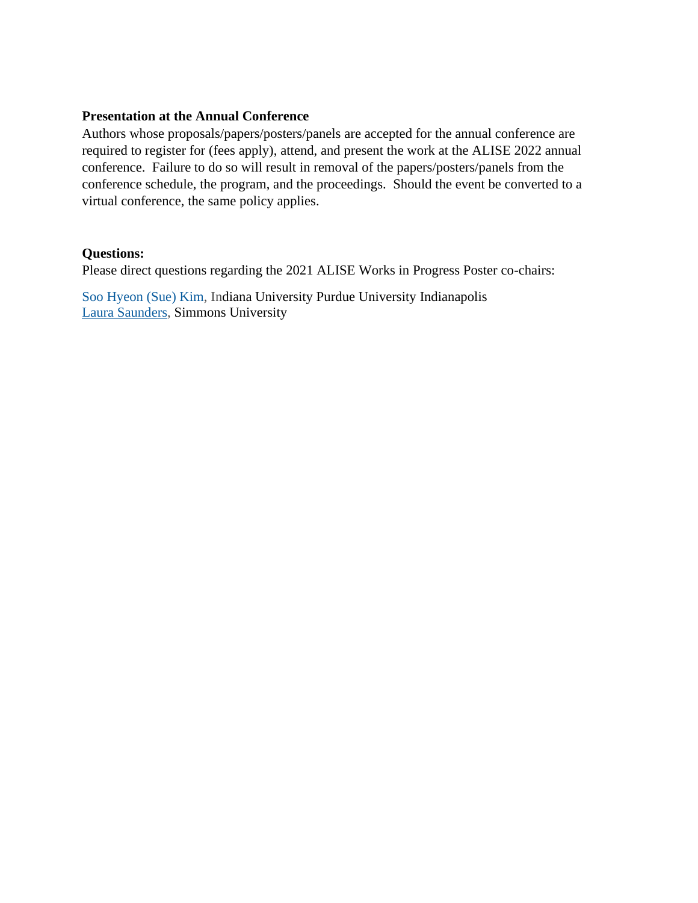**Presentation at the Annual Conference**

Authors whose proposals/papers/posters/panels are accepted for the annual conference are required to register for (fees apply), attend, and present the work at the ALISE 2022 annual conference. Failure to do so will result in removal of the papers/posters/panels from the conference schedule, the program, and the proceedings. Should the event be converted to a virtual conference, the same policy applies.

**Questions:**

Please direct questions regarding the 2021 ALISE Works in Progress Poster co-chairs:

Soo Hyeon (Sue) Kim, Indiana University Purdue University Indianapolis
Laura Saunders, Simmons University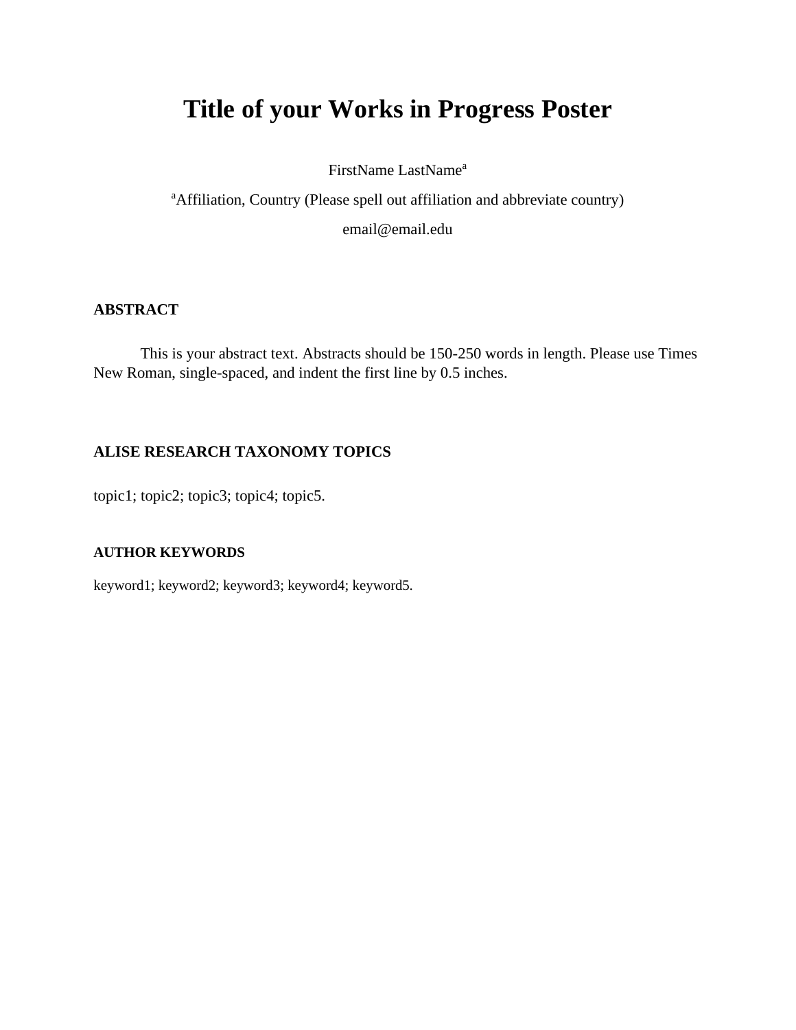# Title of your Works in Progress Poster

FirstName LastName[a]

[a]Affiliation, Country (Please spell out affiliation and abbreviate country)

email@email.edu

## ABSTRACT

This is your abstract text. Abstracts should be 150-250 words in length. Please use Times New Roman, single-spaced, and indent the first line by 0.5 inches.

## ALISE RESEARCH TAXONOMY TOPICS

topic1; topic2; topic3; topic4; topic5.

## AUTHOR KEYWORDS

keyword1; keyword2; keyword3; keyword4; keyword5.